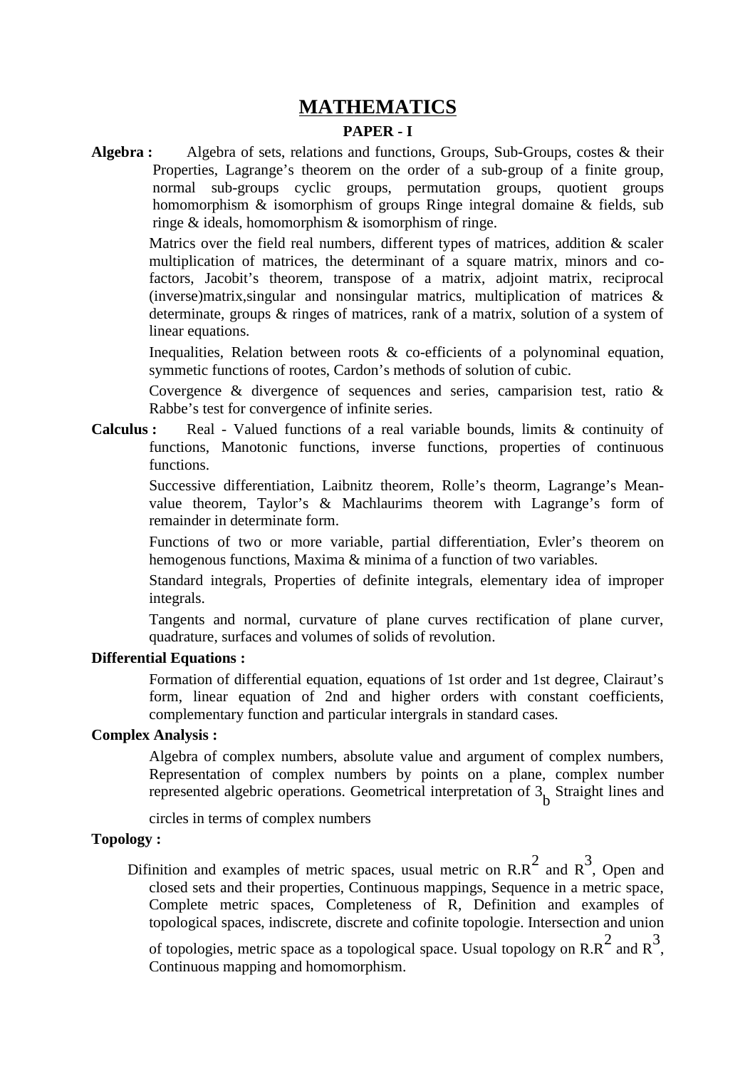# MATHEMATICS

## PAPER - I

**Algebra :** Algebra of sets, relations and functions, Groups, Sub-Groups, costes & their Properties, Lagrange's theorem on the order of a sub-group of a finite group, normal sub-groups cyclic groups, permutation groups, quotient groups homomorphism & isomorphism of groups Ringe integral domaine & fields, sub ringe & ideals, homomorphism & isomorphism of ringe.

Matrics over the field real numbers, different types of matrices, addition & scaler multiplication of matrices, the determinant of a square matrix, minors and co-factors, Jacobit's theorem, transpose of a matrix, adjoint matrix, reciprocal (inverse)matrix,singular and nonsingular matrics, multiplication of matrices & determinate, groups & ringes of matrices, rank of a matrix, solution of a system of linear equations.

Inequalities, Relation between roots & co-efficients of a polynominal equation, symmetic functions of rootes, Cardon's methods of solution of cubic.

Covergence & divergence of sequences and series, camparision test, ratio & Rabbe's test for convergence of infinite series.

**Calculus :** Real - Valued functions of a real variable bounds, limits & continuity of functions, Manotonic functions, inverse functions, properties of continuous functions.

Successive differentiation, Laibnitz theorem, Rolle's theorm, Lagrange's Mean-value theorem, Taylor's & Machlaurims theorem with Lagrange's form of remainder in determinate form.

Functions of two or more variable, partial differentiation, Evler's theorem on hemogenous functions, Maxima & minima of a function of two variables.

Standard integrals, Properties of definite integrals, elementary idea of improper integrals.

Tangents and normal, curvature of plane curves rectification of plane curver, quadrature, surfaces and volumes of solids of revolution.

**Differential Equations :**

Formation of differential equation, equations of 1st order and 1st degree, Clairaut's form, linear equation of 2nd and higher orders with constant coefficients, complementary function and particular intergrals in standard cases.

**Complex Analysis :**

Algebra of complex numbers, absolute value and argument of complex numbers, Representation of complex numbers by points on a plane, complex number represented algebric operations. Geometrical interpretation of $3_b$ Straight lines and circles in terms of complex numbers

**Topology :**

Difinition and examples of metric spaces, usual metric on R.$R^2$ and $R^3$, Open and closed sets and their properties, Continuous mappings, Sequence in a metric space, Complete metric spaces, Completeness of R, Definition and examples of topological spaces, indiscrete, discrete and cofinite topologie. Intersection and union of topologies, metric space as a topological space. Usual topology on R.$R^2$ and $R^3$, Continuous mapping and homomorphism.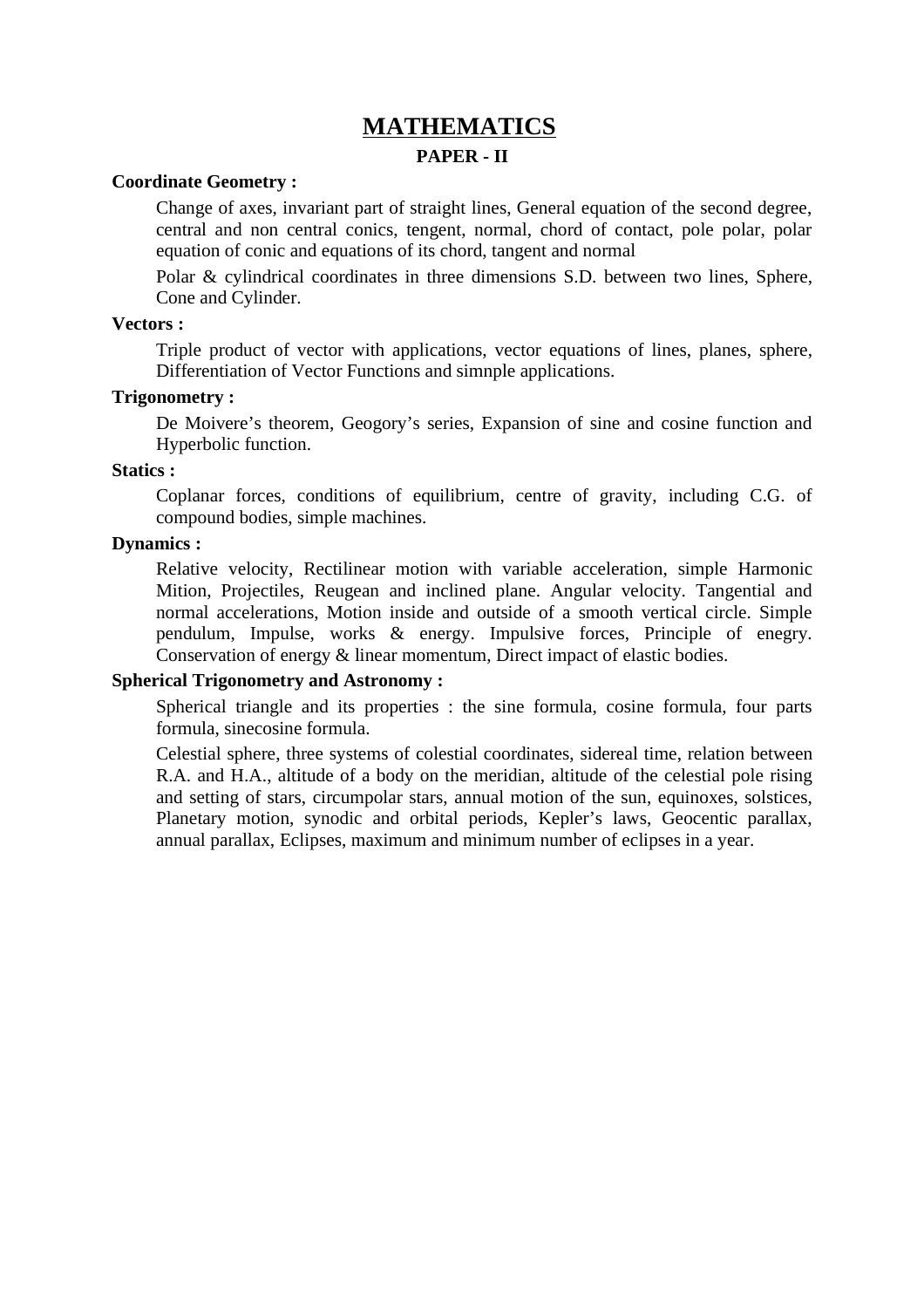# MATHEMATICS

## PAPER - II

**Coordinate Geometry :**

Change of axes, invariant part of straight lines, General equation of the second degree, central and non central conics, tengent, normal, chord of contact, pole polar, polar equation of conic and equations of its chord, tangent and normal

Polar & cylindrical coordinates in three dimensions S.D. between two lines, Sphere, Cone and Cylinder.

**Vectors :**

Triple product of vector with applications, vector equations of lines, planes, sphere, Differentiation of Vector Functions and simnple applications.

**Trigonometry :**

De Moivere's theorem, Geogory's series, Expansion of sine and cosine function and Hyperbolic function.

**Statics :**

Coplanar forces, conditions of equilibrium, centre of gravity, including C.G. of compound bodies, simple machines.

**Dynamics :**

Relative velocity, Rectilinear motion with variable acceleration, simple Harmonic Mition, Projectiles, Reugean and inclined plane. Angular velocity. Tangential and normal accelerations, Motion inside and outside of a smooth vertical circle. Simple pendulum, Impulse, works & energy. Impulsive forces, Principle of enegry. Conservation of energy & linear momentum, Direct impact of elastic bodies.

**Spherical Trigonometry and Astronomy :**

Spherical triangle and its properties : the sine formula, cosine formula, four parts formula, sinecosine formula.

Celestial sphere, three systems of colestial coordinates, sidereal time, relation between R.A. and H.A., altitude of a body on the meridian, altitude of the celestial pole rising and setting of stars, circumpolar stars, annual motion of the sun, equinoxes, solstices, Planetary motion, synodic and orbital periods, Kepler's laws, Geocentic parallax, annual parallax, Eclipses, maximum and minimum number of eclipses in a year.